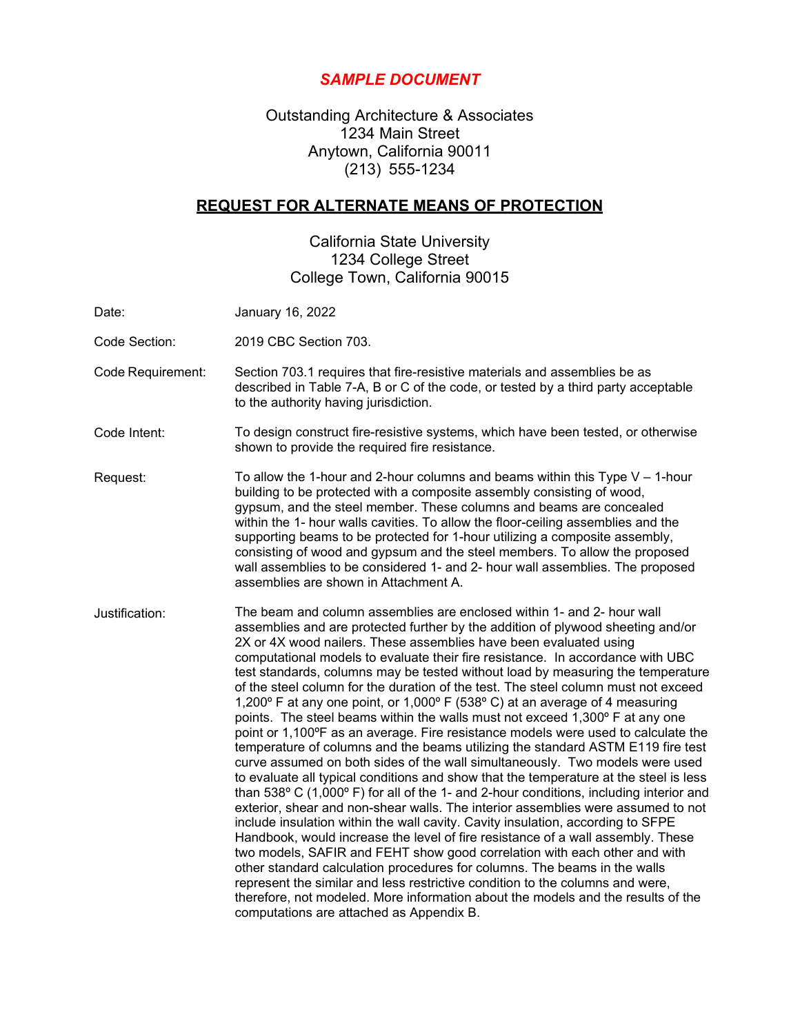*SAMPLE DOCUMENT*

Outstanding Architecture & Associates
1234 Main Street
Anytown, California 90011
(213) 555-1234

## REQUEST FOR ALTERNATE MEANS OF PROTECTION

California State University
1234 College Street
College Town, California 90015

Date: January 16, 2022

Code Section: 2019 CBC Section 703.

Code Requirement: Section 703.1 requires that fire-resistive materials and assemblies be as described in Table 7-A, B or C of the code, or tested by a third party acceptable to the authority having jurisdiction.

Code Intent: To design construct fire-resistive systems, which have been tested, or otherwise shown to provide the required fire resistance.

Request: To allow the 1-hour and 2-hour columns and beams within this Type V – 1-hour building to be protected with a composite assembly consisting of wood, gypsum, and the steel member. These columns and beams are concealed within the 1- hour walls cavities. To allow the floor-ceiling assemblies and the supporting beams to be protected for 1-hour utilizing a composite assembly, consisting of wood and gypsum and the steel members. To allow the proposed wall assemblies to be considered 1- and 2- hour wall assemblies. The proposed assemblies are shown in Attachment A.

Justification: The beam and column assemblies are enclosed within 1- and 2- hour wall assemblies and are protected further by the addition of plywood sheeting and/or 2X or 4X wood nailers. These assemblies have been evaluated using computational models to evaluate their fire resistance. In accordance with UBC test standards, columns may be tested without load by measuring the temperature of the steel column for the duration of the test. The steel column must not exceed 1,200º F at any one point, or 1,000º F (538º C) at an average of 4 measuring points. The steel beams within the walls must not exceed 1,300º F at any one point or 1,100ºF as an average. Fire resistance models were used to calculate the temperature of columns and the beams utilizing the standard ASTM E119 fire test curve assumed on both sides of the wall simultaneously. Two models were used to evaluate all typical conditions and show that the temperature at the steel is less than 538º C (1,000º F) for all of the 1- and 2-hour conditions, including interior and exterior, shear and non-shear walls. The interior assemblies were assumed to not include insulation within the wall cavity. Cavity insulation, according to SFPE Handbook, would increase the level of fire resistance of a wall assembly. These two models, SAFIR and FEHT show good correlation with each other and with other standard calculation procedures for columns. The beams in the walls represent the similar and less restrictive condition to the columns and were, therefore, not modeled. More information about the models and the results of the computations are attached as Appendix B.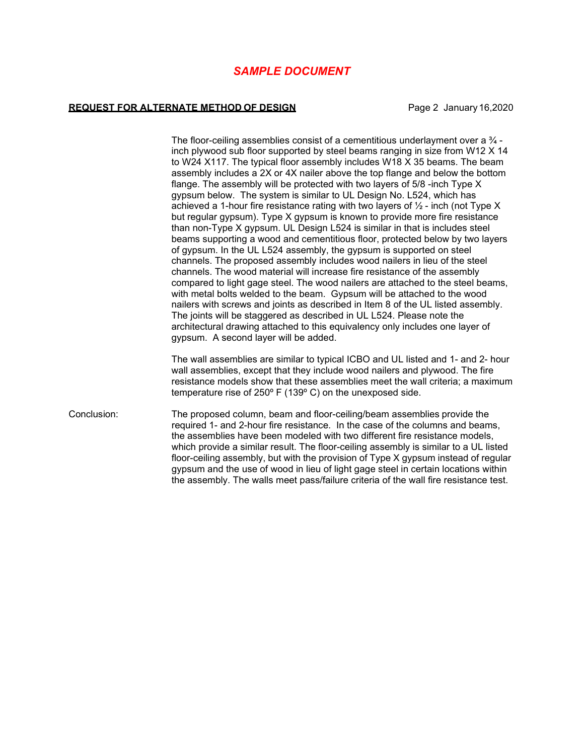*SAMPLE DOCUMENT*

The floor-ceiling assemblies consist of a cementitious underlayment over a ¾ -inch plywood sub floor supported by steel beams ranging in size from W12 X 14 to W24 X117. The typical floor assembly includes W18 X 35 beams. The beam assembly includes a 2X or 4X nailer above the top flange and below the bottom flange. The assembly will be protected with two layers of 5/8 -inch Type X gypsum below. The system is similar to UL Design No. L524, which has achieved a 1-hour fire resistance rating with two layers of ½ - inch (not Type X but regular gypsum). Type X gypsum is known to provide more fire resistance than non-Type X gypsum. UL Design L524 is similar in that is includes steel beams supporting a wood and cementitious floor, protected below by two layers of gypsum. In the UL L524 assembly, the gypsum is supported on steel channels. The proposed assembly includes wood nailers in lieu of the steel channels. The wood material will increase fire resistance of the assembly compared to light gage steel. The wood nailers are attached to the steel beams, with metal bolts welded to the beam. Gypsum will be attached to the wood nailers with screws and joints as described in Item 8 of the UL listed assembly. The joints will be staggered as described in UL L524. Please note the architectural drawing attached to this equivalency only includes one layer of gypsum. A second layer will be added.

The wall assemblies are similar to typical ICBO and UL listed and 1- and 2- hour wall assemblies, except that they include wood nailers and plywood. The fire resistance models show that these assemblies meet the wall criteria; a maximum temperature rise of 250º F (139º C) on the unexposed side.

Conclusion: The proposed column, beam and floor-ceiling/beam assemblies provide the required 1- and 2-hour fire resistance. In the case of the columns and beams, the assemblies have been modeled with two different fire resistance models, which provide a similar result. The floor-ceiling assembly is similar to a UL listed floor-ceiling assembly, but with the provision of Type X gypsum instead of regular gypsum and the use of wood in lieu of light gage steel in certain locations within the assembly. The walls meet pass/failure criteria of the wall fire resistance test.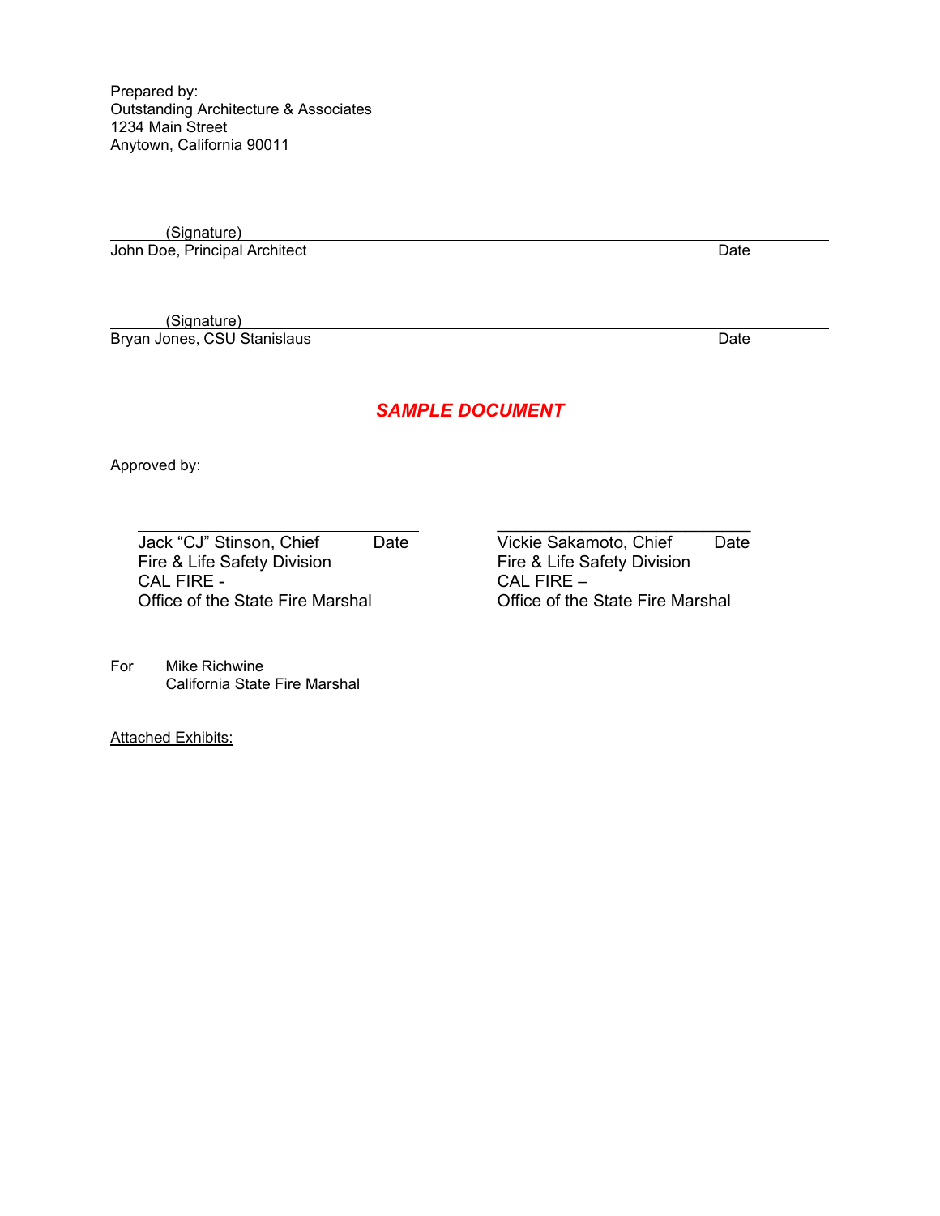Prepared by:
Outstanding Architecture & Associates
1234 Main Street
Anytown, California 90011

(Signature)
John Doe, Principal Architect Date

(Signature)
Bryan Jones, CSU Stanislaus Date

***SAMPLE DOCUMENT***

Approved by:

| | |
|---|---|
| _____________________________ | _____________________________ |
| Jack “CJ” Stinson, Chief Date | Vickie Sakamoto, Chief Date |
| Fire & Life Safety Division | Fire & Life Safety Division |
| CAL FIRE - | CAL FIRE – |
| Office of the State Fire Marshal | Office of the State Fire Marshal |

For Mike Richwine
California State Fire Marshal

Attached Exhibits: